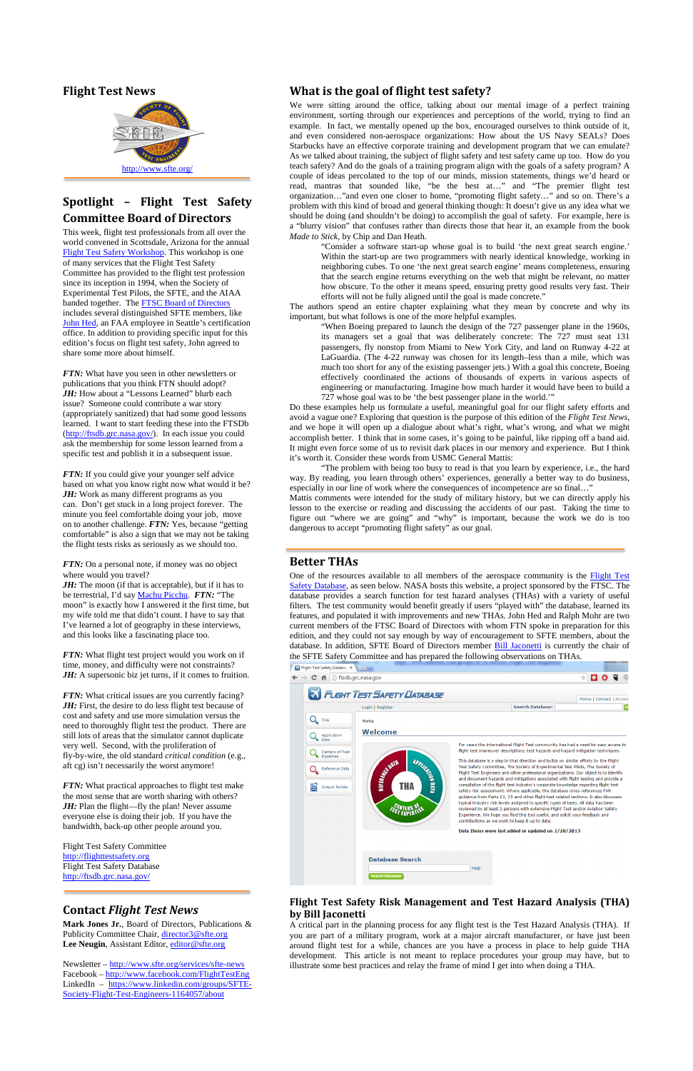## Flight Test News

http://www.sfte.org/

## Spotlight – Flight Test Safety Committee Board of Directors

This week, flight test professionals from all over the world convened in Scottsdale, Arizona for the annual Flight Test Safety Workshop. This workshop is one of many services that the Flight Test Safety Committee has provided to the flight test profession since its inception in 1994, when the Society of Experimental Test Pilots, the SFTE, and the AIAA banded together. The FTSC Board of Directors includes several distinguished SFTE members, like John Hed, an FAA employee in Seattle's certification office. In addition to providing specific input for this edition's focus on flight test safety, John agreed to share some more about himself.

***FTN:*** What have you seen in other newsletters or publications that you think FTN should adopt?
***JH:*** How about a "Lessons Learned" blurb each issue? Someone could contribute a war story (appropriately sanitized) that had some good lessons learned. I want to start feeding these into the FTSDb (http://ftsdb.grc.nasa.gov/). In each issue you could ask the membership for some lesson learned from a specific test and publish it in a subsequent issue.

***FTN:*** If you could give your younger self advice based on what you know right now what would it be?
***JH:*** Work as many different programs as you can. Don't get stuck in a long project forever. The minute you feel comfortable doing your job, move on to another challenge. ***FTN:*** Yes, because "getting comfortable" is also a sign that we may not be taking the flight tests risks as seriously as we should too.

***FTN:*** On a personal note, if money was no object where would you travel?
***JH:*** The moon (if that is acceptable), but if it has to be terrestrial, I'd say Machu Picchu. ***FTN:*** "The moon" is exactly how I answered it the first time, but my wife told me that didn't count. I have to say that I've learned a lot of geography in these interviews, and this looks like a fascinating place too.

***FTN:*** What flight test project would you work on if time, money, and difficulty were not constraints?
***JH:*** A supersonic biz jet turns, if it comes to fruition.

***FTN:*** What critical issues are you currently facing?
***JH:*** First, the desire to do less flight test because of cost and safety and use more simulation versus the need to thoroughly flight test the product. There are still lots of areas that the simulator cannot duplicate very well. Second, with the proliferation of fly-by-wire, the old standard *critical condition* (e.g., aft cg) isn't necessarily the worst anymore!

***FTN:*** What practical approaches to flight test make the most sense that are worth sharing with others?
***JH:*** Plan the flight—fly the plan! Never assume everyone else is doing their job. If you have the bandwidth, back-up other people around you.

Flight Test Safety Committee
http://flighttestsafety.org
Flight Test Safety Database
http://ftsdb.grc.nasa.gov/

## Contact *Flight Test News*

**Mark Jones Jr.**, Board of Directors, Publications & Publicity Committee Chair, director3@sfte.org
**Lee Neugin**, Assistant Editor, editor@sfte.org

Newsletter – http://www.sfte.org/services/sfte-news
Facebook – http://www.facebook.com/FlightTestEng
LinkedIn – https://www.linkedin.com/groups/SFTE-Society-Flight-Test-Engineers-1164057/about

## What is the goal of flight test safety?

We were sitting around the office, talking about our mental image of a perfect training environment, sorting through our experiences and perceptions of the world, trying to find an example. In fact, we mentally opened up the box, encouraged ourselves to think outside of it, and even considered non-aerospace organizations: How about the US Navy SEALs? Does Starbucks have an effective corporate training and development program that we can emulate? As we talked about training, the subject of flight safety and test safety came up too. How do you teach safety? And do the goals of a training program align with the goals of a safety program? A couple of ideas percolated to the top of our minds, mission statements, things we'd heard or read, mantras that sounded like, "be the best at…" and "The premier flight test organization…"and even one closer to home, "promoting flight safety…" and so on. There's a problem with this kind of broad and general thinking though: It doesn't give us any idea what we should be doing (and shouldn't be doing) to accomplish the goal of safety. For example, here is a "blurry vision" that confuses rather than directs those that hear it, an example from the book *Made to Stick*, by Chip and Dan Heath.

> "Consider a software start-up whose goal is to build 'the next great search engine.' Within the start-up are two programmers with nearly identical knowledge, working in neighboring cubes. To one 'the next great search engine' means completeness, ensuring that the search engine returns everything on the web that might be relevant, no matter how obscure. To the other it means speed, ensuring pretty good results very fast. Their efforts will not be fully aligned until the goal is made concrete."

The authors spend an entire chapter explaining what they mean by concrete and why its important, but what follows is one of the more helpful examples.

> "When Boeing prepared to launch the design of the 727 passenger plane in the 1960s, its managers set a goal that was deliberately concrete: The 727 must seat 131 passengers, fly nonstop from Miami to New York City, and land on Runway 4-22 at LaGuardia. (The 4-22 runway was chosen for its length–less than a mile, which was much too short for any of the existing passenger jets.) With a goal this concrete, Boeing effectively coordinated the actions of thousands of experts in various aspects of engineering or manufacturing. Imagine how much harder it would have been to build a 727 whose goal was to be 'the best passenger plane in the world.'"

Do these examples help us formulate a useful, meaningful goal for our flight safety efforts and avoid a vague one? Exploring that question is the purpose of this edition of the *Flight Test News*, and we hope it will open up a dialogue about what's right, what's wrong, and what we might accomplish better. I think that in some cases, it's going to be painful, like ripping off a band aid. It might even force some of us to revisit dark places in our memory and experience. But I think it's worth it. Consider these words from USMC General Mattis:

> "The problem with being too busy to read is that you learn by experience, i.e., the hard way. By reading, you learn through others' experiences, generally a better way to do business, especially in our line of work where the consequences of incompetence are so final…"

Mattis comments were intended for the study of military history, but we can directly apply his lesson to the exercise or reading and discussing the accidents of our past. Taking the time to figure out "where we are going" and "why" is important, because the work we do is too dangerous to accept "promoting flight safety" as our goal.

## Better THAs

One of the resources available to all members of the aerospace community is the Flight Test Safety Database, as seen below. NASA hosts this website, a project sponsored by the FTSC. The database provides a search function for test hazard analyses (THAs) with a variety of useful filters. The test community would benefit greatly if users "played with" the database, learned its features, and populated it with improvements and new THAs. John Hed and Ralph Mohr are two current members of the FTSC Board of Directors with whom FTN spoke in preparation for this edition, and they could not say enough by way of encouragement to SFTE members, about the database. In addition, SFTE Board of Directors member Bill Jaconetti is currently the chair of the SFTE Safety Committee and has prepared the following observations on THAs.

## Flight Test Safety Risk Management and Test Hazard Analysis (THA) by Bill Jaconetti

A critical part in the planning process for any flight test is the Test Hazard Analysis (THA). If you are part of a military program, work at a major aircraft manufacturer, or have just been around flight test for a while, chances are you have a process in place to help guide THA development. This article is not meant to replace procedures your group may have, but to illustrate some best practices and relay the frame of mind I get into when doing a THA.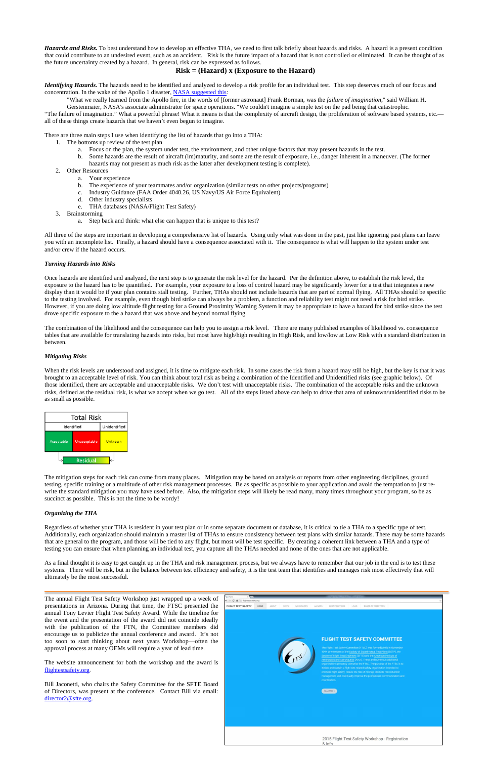***Hazards and Risks.*** To best understand how to develop an effective THA, we need to first talk briefly about hazards and risks. A hazard is a present condition that could contribute to an undesired event, such as an accident. Risk is the future impact of a hazard that is not controlled or eliminated. It can be thought of as the future uncertainty created by a hazard. In general, risk can be expressed as follows.

**Risk = (Hazard) x (Exposure to the Hazard)**

***Identifying Hazards.*** The hazards need to be identified and analyzed to develop a risk profile for an individual test. This step deserves much of our focus and concentration. In the wake of the Apollo 1 disaster, [NASA suggested this]():

> "What we really learned from the Apollo fire, in the words of [former astronaut] Frank Borman, was the *failure of imagination*," said William H. Gerstenmaier, NASA's associate administrator for space operations. "We couldn't imagine a simple test on the pad being that catastrophic.

"The failure of imagination." What a powerful phrase! What it means is that the complexity of aircraft design, the proliferation of software based systems, etc.—all of these things create hazards that we haven't even begun to imagine.

There are three main steps I use when identifying the list of hazards that go into a THA:

1. The bottoms up review of the test plan
   a. Focus on the plan, the system under test, the environment, and other unique factors that may present hazards in the test.
   b. Some hazards are the result of aircraft (im)maturity, and some are the result of exposure, i.e., danger inherent in a maneuver. (The former hazards may not present as much risk as the latter after development testing is complete).
2. Other Resources
   a. Your experience
   b. The experience of your teammates and/or organization (similar tests on other projects/programs)
   c. Industry Guidance (FAA Order 4040.26, US Navy/US Air Force Equivalent)
   d. Other industry specialists
   e. THA databases (NASA/Flight Test Safety)
3. Brainstorming
   a. Step back and think: what else can happen that is unique to this test?

All three of the steps are important in developing a comprehensive list of hazards. Using only what was done in the past, just like ignoring past plans can leave you with an incomplete list. Finally, a hazard should have a consequence associated with it. The consequence is what will happen to the system under test and/or crew if the hazard occurs.

***Turning Hazards into Risks***

Once hazards are identified and analyzed, the next step is to generate the risk level for the hazard. Per the definition above, to establish the risk level, the exposure to the hazard has to be quantified. For example, your exposure to a loss of control hazard may be significantly lower for a test that integrates a new display than it would be if your plan contains stall testing. Further, THAs should not include hazards that are part of normal flying. All THAs should be specific to the testing involved. For example, even though bird strike can always be a problem, a function and reliability test might not need a risk for bird strike. However, if you are doing low altitude flight testing for a Ground Proximity Warning System it may be appropriate to have a hazard for bird strike since the test drove specific exposure to a hazard that was above and beyond normal flying.

The combination of the likelihood and the consequence can help you to assign a risk level. There are many published examples of likelihood vs. consequence tables that are available for translating hazards into risks, but most have high/high resulting in High Risk, and low/low at Low Risk with a standard distribution in between.

***Mitigating Risks***

When the risk levels are understood and assigned, it is time to mitigate each risk. In some cases the risk from a hazard may still be high, but the key is that it was brought to an acceptable level of risk. You can think about total risk as being a combination of the Identified and Unidentified risks (see graphic below). Of those identified, there are acceptable and unacceptable risks. We don't test with unacceptable risks. The combination of the acceptable risks and the unknown risks, defined as the residual risk, is what we accept when we go test. All of the steps listed above can help to drive that area of unknown/unidentified risks to be as small as possible.

| Total Risk | | |
|---|---|---|
| Identified | | Unidentified |
| Acceptable | Unacceptable | Unknown |

Residual

The mitigation steps for each risk can come from many places. Mitigation may be based on analysis or reports from other engineering disciplines, ground testing, specific training or a multitude of other risk management processes. Be as specific as possible to your application and avoid the temptation to just re-write the standard mitigation you may have used before. Also, the mitigation steps will likely be read many, many times throughout your program, so be as succinct as possible. This is not the time to be wordy!

***Organizing the THA***

Regardless of whether your THA is resident in your test plan or in some separate document or database, it is critical to tie a THA to a specific type of test. Additionally, each organization should maintain a master list of THAs to ensure consistency between test plans with similar hazards. There may be some hazards that are general to the program, and those will be tied to any flight, but most will be test specific. By creating a coherent link between a THA and a type of testing you can ensure that when planning an individual test, you capture all the THAs needed and none of the ones that are not applicable.

As a final thought it is easy to get caught up in the THA and risk management process, but we always have to remember that our job in the end is to test these systems. There will be risk, but in the balance between test efficiency and safety, it is the test team that identifies and manages risk most effectively that will ultimately be the most successful.

---

The annual Flight Test Safety Workshop just wrapped up a week of presentations in Arizona. During that time, the FTSC presented the annual Tony Levier Flight Test Safety Award. While the timeline for the event and the presentation of the award did not coincide ideally with the publication of the FTN, the Committee members did encourage us to publicize the annual conference and award. It's not too soon to start thinking about next years Workshop—often the approval process at many OEMs will require a year of lead time.

The website announcement for both the workshop and the award is [flightestsafety.org]().

Bill Jaconetti, who chairs the Safety Committee for the SFTE Board of Directors, was present at the conference. Contact Bill via email: [director2@sfte.org]().

FLIGHT TEST SAFETY COMMITTEE

The Flight Test Safety Committee (FTSC) was formed jointly in November 1994 by members of the Society of Experimental Test Pilots (SETP), the Society of Flight Test Engineers (SFTE) and the American Institute of Aeronautics and Astronautics (AIAA). These and numerous additional organizations presently comprise the FTSC. The purpose of the FTSC is to initiate and sustain a flight test related safety organization intended to promote flight safety, reduce the risk of mishap, promote risk reduction management and continually improve the professions communication and coordination.

2015 Flight Test Safety Workshop - Registration & Info